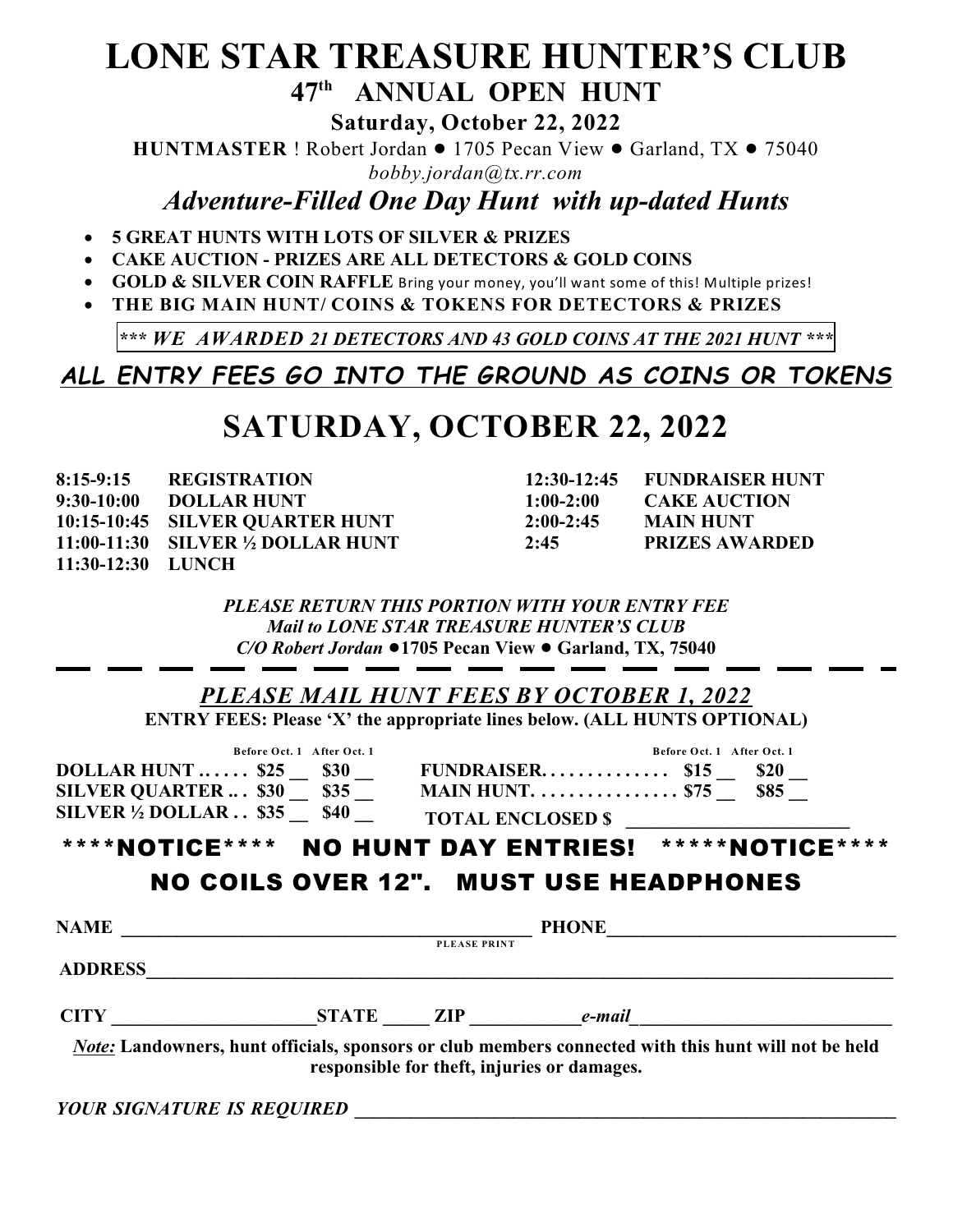# LONE STAR TREASURE HUNTER'S CLUB

## 47th ANNUAL OPEN HUNT

**Saturday, October 22, 2022**

**HUNTMASTER** ! Robert Jordan ● 1705 Pecan View ● Garland, TX ● 75040

*bobby.jordan@tx.rr.com*

## *Adventure-Filled One Day Hunt with up-dated Hunts*

- **5 GREAT HUNTS WITH LOTS OF SILVER & PRIZES**
- **CAKE AUCTION - PRIZES ARE ALL DETECTORS & GOLD COINS**
- **GOLD & SILVER COIN RAFFLE** Bring your money, you'll want some of this! Multiple prizes!
- **THE BIG MAIN HUNT/ COINS & TOKENS FOR DETECTORS & PRIZES**

***\*\*\* WE AWARDED 21 DETECTORS AND 43 GOLD COINS AT THE 2021 HUNT \*\*\****

***ALL ENTRY FEES GO INTO THE GROUND AS COINS OR TOKENS***

# SATURDAY, OCTOBER 22, 2022

| | | | |
|---|---|---|---|
| **8:15-9:15** | **REGISTRATION** | **12:30-12:45** | **FUNDRAISER HUNT** |
| **9:30-10:00** | **DOLLAR HUNT** | **1:00-2:00** | **CAKE AUCTION** |
| **10:15-10:45** | **SILVER QUARTER HUNT** | **2:00-2:45** | **MAIN HUNT** |
| **11:00-11:30** | **SILVER ½ DOLLAR HUNT** | **2:45** | **PRIZES AWARDED** |
| **11:30-12:30** | **LUNCH** | | |

***PLEASE RETURN THIS PORTION WITH YOUR ENTRY FEE***
***Mail to LONE STAR TREASURE HUNTER'S CLUB***
***C/O Robert Jordan* ●1705 Pecan View ● Garland, TX, 75040**

---

## *PLEASE MAIL HUNT FEES BY OCTOBER 1, 2022*

**ENTRY FEES: Please 'X' the appropriate lines below. (ALL HUNTS OPTIONAL)**

| | Before Oct. 1 | After Oct. 1 | | Before Oct. 1 | After Oct. 1 |
|---|---|---|---|---|---|
| **DOLLAR HUNT ……** | **$25 __** | **$30 __** | **FUNDRAISER……………** | **$15 __** | **$20 __** |
| **SILVER QUARTER ..** | **$30 __** | **$35 __** | **MAIN HUNT………………** | **$75 __** | **$85 __** |
| **SILVER ½ DOLLAR . .** | **$35 __** | **$40 __** | **TOTAL ENCLOSED $ ________________** | | |

**\*\*\*\*NOTICE\*\*\*\* NO HUNT DAY ENTRIES! \*\*\*\*\*NOTICE\*\*\*\***

**NO COILS OVER 12". MUST USE HEADPHONES**

**NAME** ________________________________ **PHONE** ______________________
PLEASE PRINT

**ADDRESS** __________________________________________________________

**CITY** ____________________ **STATE** _____ **ZIP** ___________ *e-mail* ______________________

***Note:*** **Landowners, hunt officials, sponsors or club members connected with this hunt will not be held responsible for theft, injuries or damages.**

***YOUR SIGNATURE IS REQUIRED*** ______________________________________________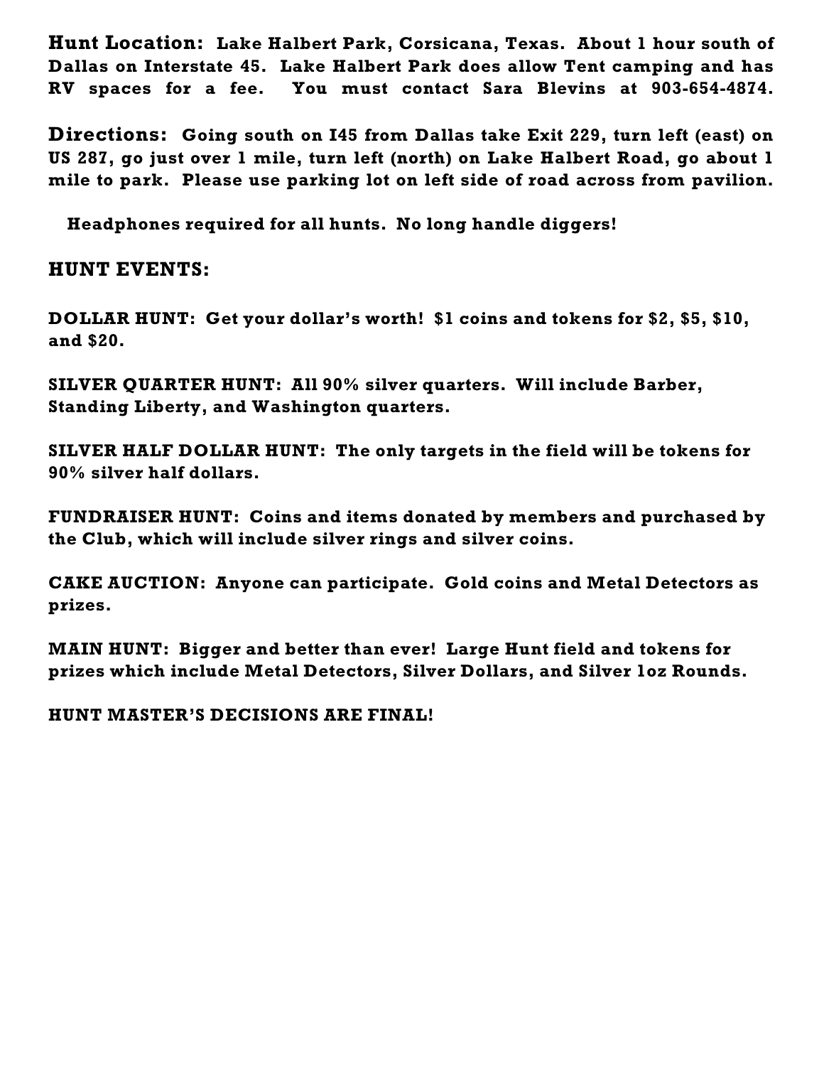**Hunt Location:** **Lake Halbert Park, Corsicana, Texas. About 1 hour south of Dallas on Interstate 45. Lake Halbert Park does allow Tent camping and has RV spaces for a fee. You must contact Sara Blevins at 903-654-4874.**

**Directions:** **Going south on I45 from Dallas take Exit 229, turn left (east) on US 287, go just over 1 mile, turn left (north) on Lake Halbert Road, go about 1 mile to park. Please use parking lot on left side of road across from pavilion.**

**Headphones required for all hunts. No long handle diggers!**

## HUNT EVENTS:

**DOLLAR HUNT: Get your dollar's worth! $1 coins and tokens for $2, $5, $10, and $20.**

**SILVER QUARTER HUNT: All 90% silver quarters. Will include Barber, Standing Liberty, and Washington quarters.**

**SILVER HALF DOLLAR HUNT: The only targets in the field will be tokens for 90% silver half dollars.**

**FUNDRAISER HUNT: Coins and items donated by members and purchased by the Club, which will include silver rings and silver coins.**

**CAKE AUCTION: Anyone can participate. Gold coins and Metal Detectors as prizes.**

**MAIN HUNT: Bigger and better than ever! Large Hunt field and tokens for prizes which include Metal Detectors, Silver Dollars, and Silver 1oz Rounds.**

**HUNT MASTER'S DECISIONS ARE FINAL!**